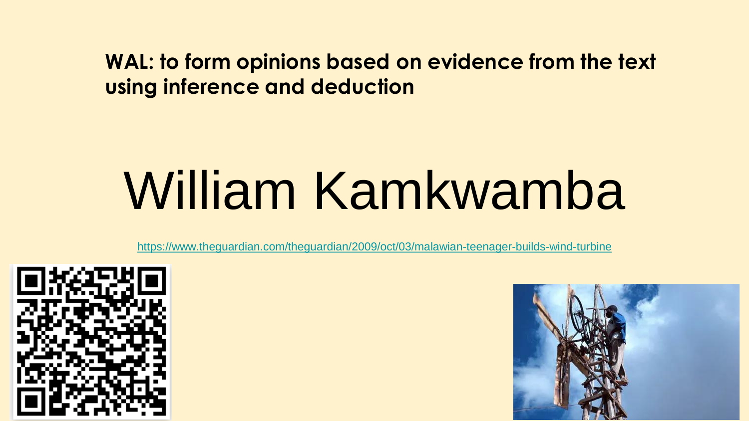**WAL: to form opinions based on evidence from the text using inference and deduction**

# William Kamkwamba

https://www.theguardian.com/theguardian/2009/oct/03/malawian-teenager-builds-wind-turbine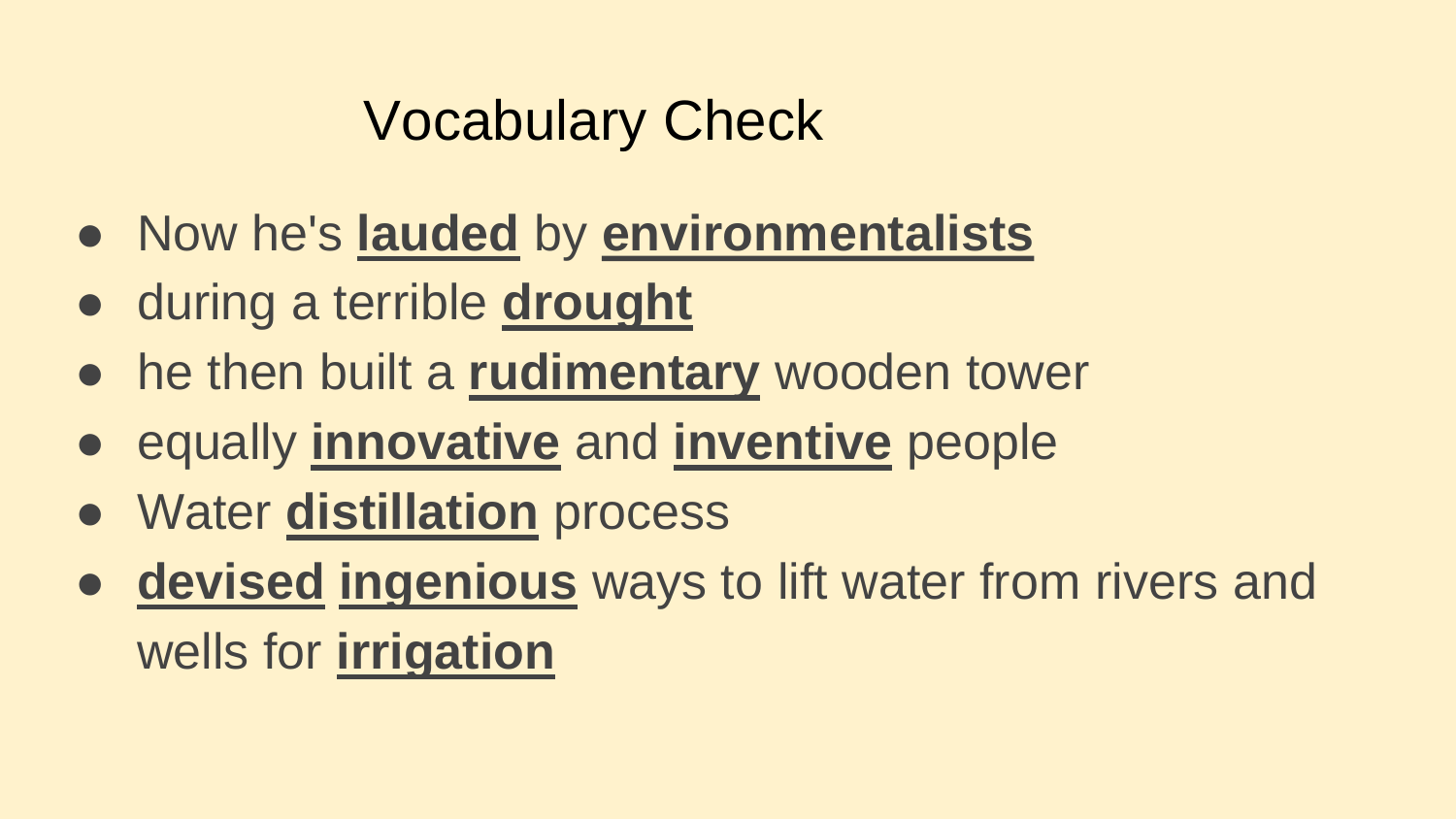# Vocabulary Check

- Now he's **lauded** by **environmentalists**
- during a terrible **drought**
- he then built a **rudimentary** wooden tower
- equally **innovative** and **inventive** people
- Water **distillation** process
- **devised** **ingenious** ways to lift water from rivers and wells for **irrigation**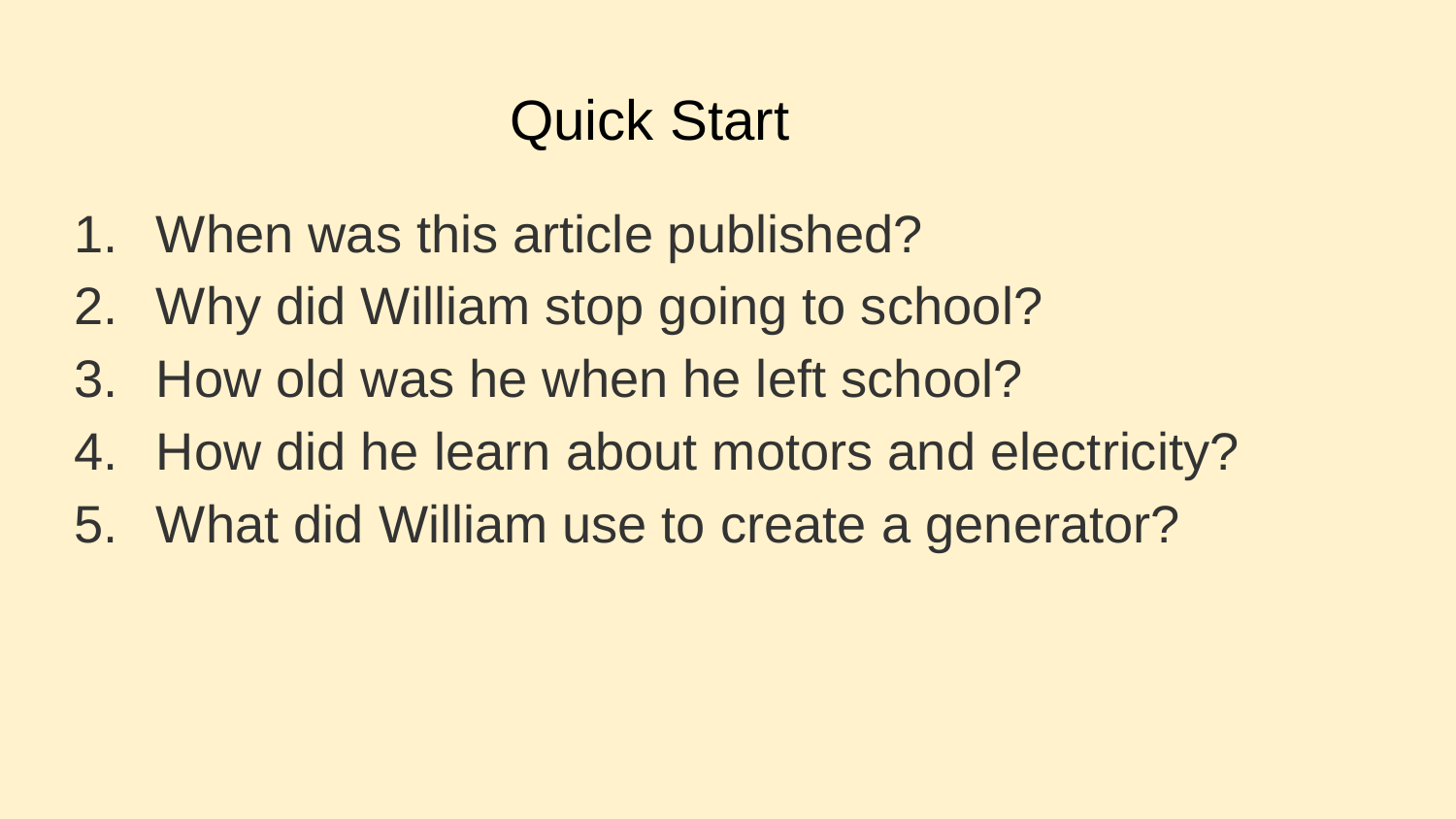# Quick Start

1. When was this article published?
2. Why did William stop going to school?
3. How old was he when he left school?
4. How did he learn about motors and electricity?
5. What did William use to create a generator?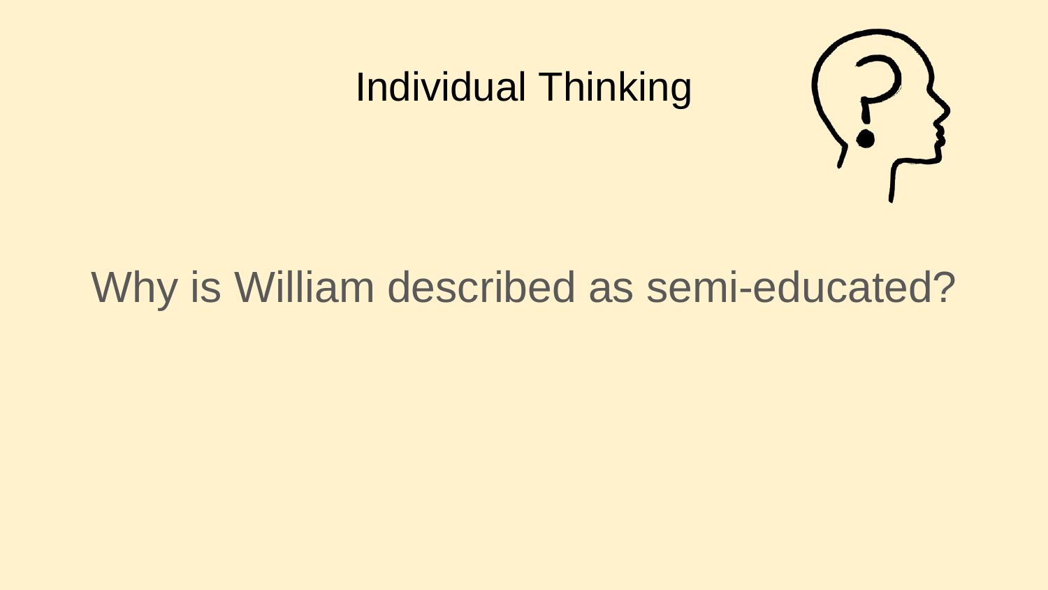# Individual Thinking

Why is William described as semi-educated?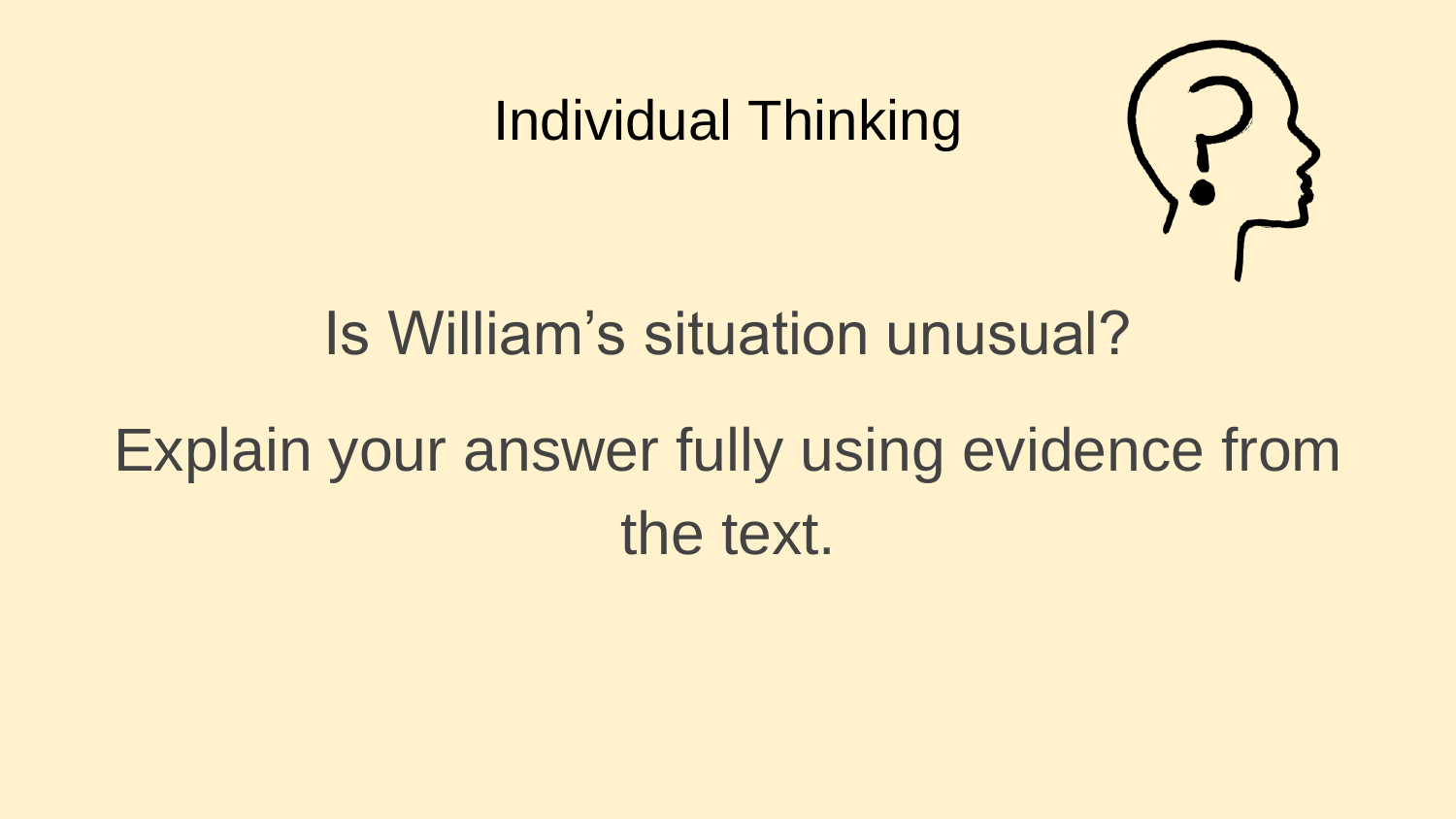# Individual Thinking

Is William’s situation unusual?

Explain your answer fully using evidence from the text.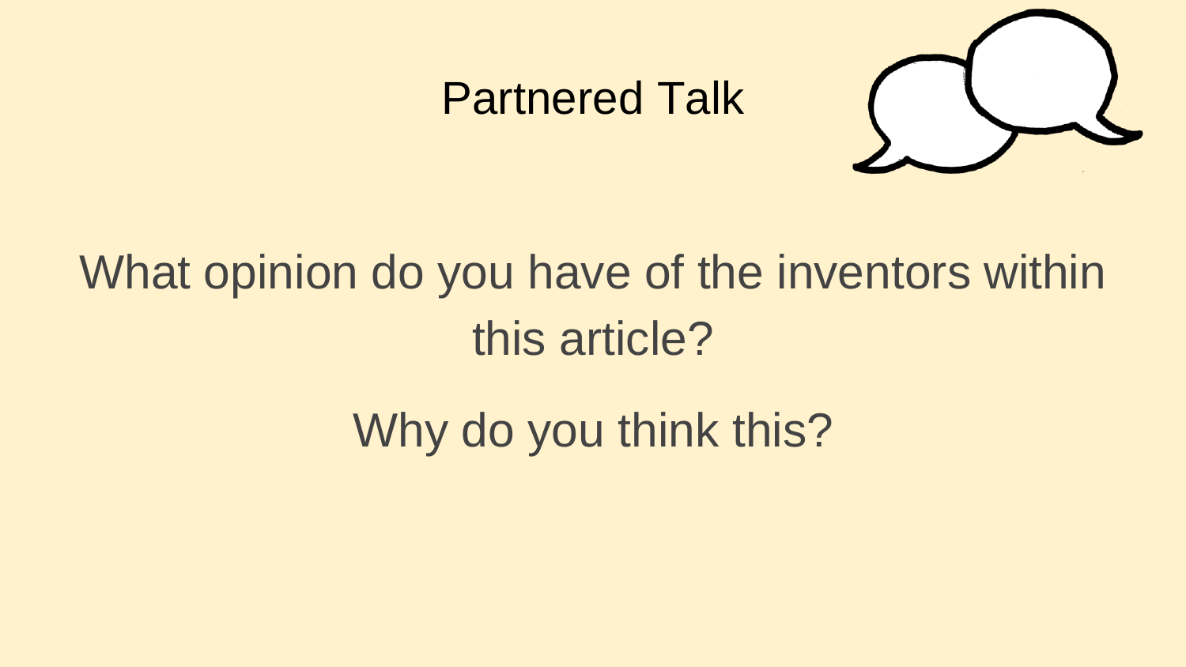# Partnered Talk

What opinion do you have of the inventors within this article?

Why do you think this?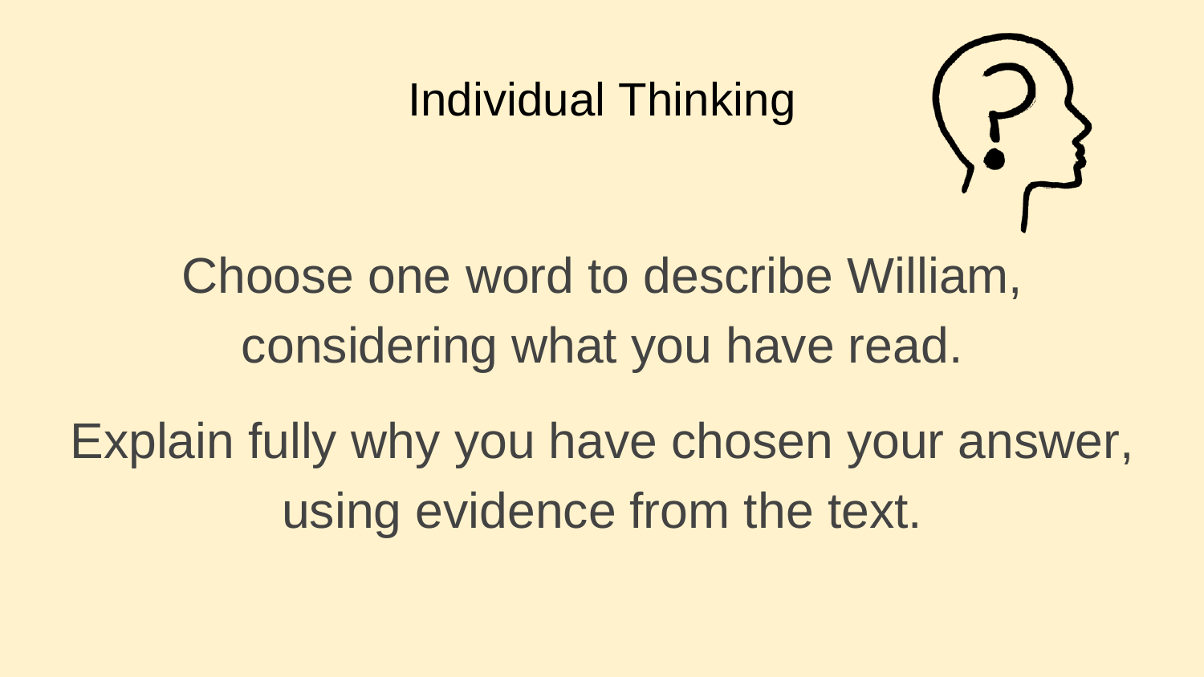# Individual Thinking

Choose one word to describe William, considering what you have read.

Explain fully why you have chosen your answer, using evidence from the text.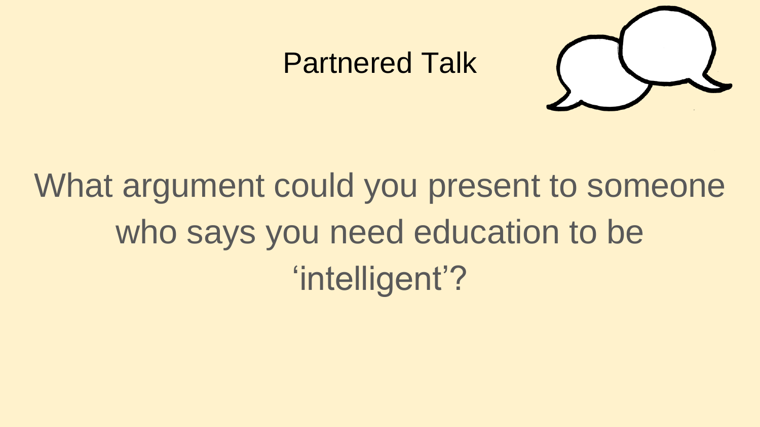# Partnered Talk

What argument could you present to someone who says you need education to be ‘intelligent’?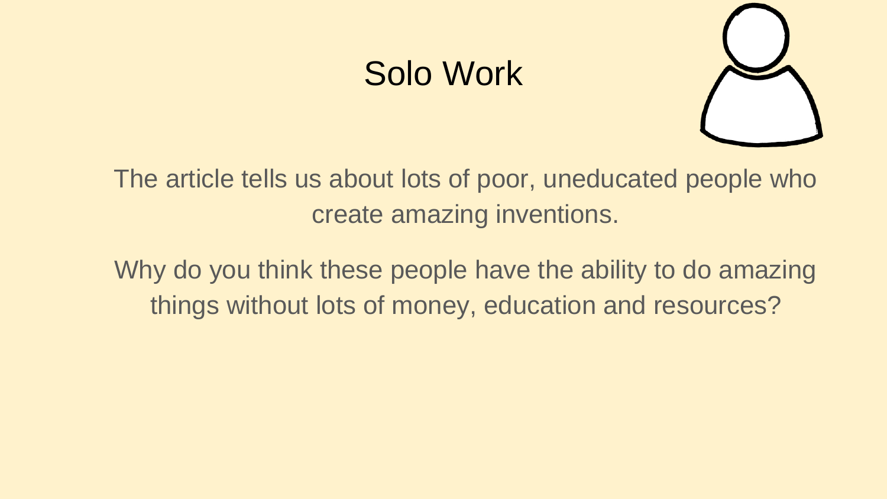# Solo Work

The article tells us about lots of poor, uneducated people who create amazing inventions.

Why do you think these people have the ability to do amazing things without lots of money, education and resources?